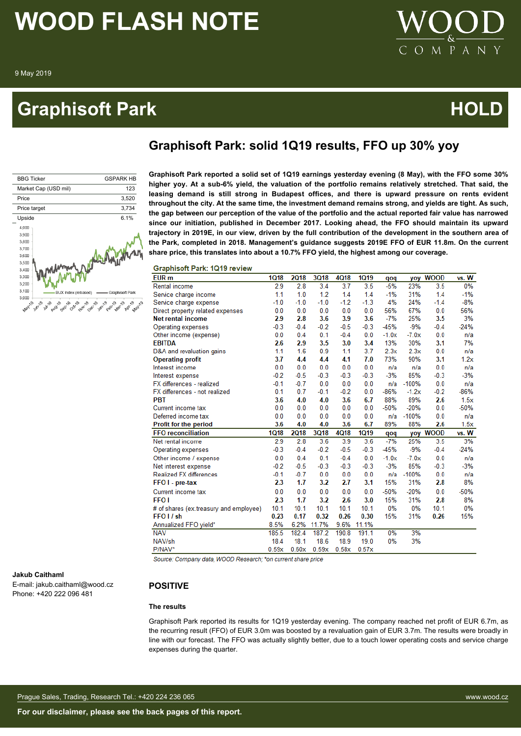# WOOD FLASH NOTE

9 May 2019

## Graphisoft Park — HOLD

### Graphisoft Park: solid 1Q19 results, FFO up 30% yoy

| BBG Ticker | GSPARK HB |
|---|---|
| Market Cap (USD mil) | 123 |
| Price | 3,520 |
| Price target | 3,734 |
| Upside | 6.1% |

**Graphisoft Park reported a solid set of 1Q19 earnings yesterday evening (8 May), with the FFO some 30% higher yoy. At a sub-6% yield, the valuation of the portfolio remains relatively stretched. That said, the leasing demand is still strong in Budapest offices, and there is upward pressure on rents evident throughout the city. At the same time, the investment demand remains strong, and yields are tight. As such, the gap between our perception of the value of the portfolio and the actual reported fair value has narrowed since our initiation, published in December 2017. Looking ahead, the FFO should maintain its upward trajectory in 2019E, in our view, driven by the full contribution of the development in the southern area of the Park, completed in 2018. Management's guidance suggests 2019E FFO of EUR 11.8m. On the current share price, this translates into about a 10.7% FFO yield, the highest among our coverage.**

**Graphisoft Park: 1Q19 review**

| EUR m | 1Q18 | 2Q18 | 3Q18 | 4Q18 | 1Q19 | qoq | yoy | WOOD | vs. W |
|---|---|---|---|---|---|---|---|---|---|
| Rental income | 2.9 | 2.8 | 3.4 | 3.7 | 3.5 | -5% | 23% | 3.5 | 0% |
| Service charge income | 1.1 | 1.0 | 1.2 | 1.4 | 1.4 | -1% | 31% | 1.4 | -1% |
| Service charge expense | -1.0 | -1.0 | -1.0 | -1.2 | -1.3 | 4% | 24% | -1.4 | -8% |
| Direct property related expenses | 0.0 | 0.0 | 0.0 | 0.0 | 0.0 | 56% | 67% | 0.0 | 56% |
| **Net rental income** | **2.9** | **2.8** | **3.6** | **3.9** | **3.6** | -7% | 25% | **3.5** | 3% |
| Operating expenses | -0.3 | -0.4 | -0.2 | -0.5 | -0.3 | -45% | -9% | -0.4 | -24% |
| Other income (expense) | 0.0 | 0.4 | 0.1 | -0.4 | 0.0 | -1.0x | -7.0x | 0.0 | n/a |
| **EBITDA** | **2.6** | **2.9** | **3.5** | **3.0** | **3.4** | 13% | 30% | **3.1** | 7% |
| D&A and revaluation gains | 1.1 | 1.6 | 0.9 | 1.1 | 3.7 | 2.3x | 2.3x | 0.0 | n/a |
| **Operating profit** | **3.7** | **4.4** | **4.4** | **4.1** | **7.0** | 73% | 90% | **3.1** | 1.2x |
| Interest income | 0.0 | 0.0 | 0.0 | 0.0 | 0.0 | n/a | n/a | 0.0 | n/a |
| Interest expense | -0.2 | -0.5 | -0.3 | -0.3 | -0.3 | -3% | 85% | -0.3 | -3% |
| FX differences - realized | -0.1 | -0.7 | 0.0 | 0.0 | 0.0 | n/a | -100% | 0.0 | n/a |
| FX differences - not realized | 0.1 | 0.7 | -0.1 | -0.2 | 0.0 | -86% | -1.2x | -0.2 | -86% |
| **PBT** | **3.6** | **4.0** | **4.0** | **3.6** | **6.7** | 88% | 89% | **2.6** | 1.5x |
| Current income tax | 0.0 | 0.0 | 0.0 | 0.0 | 0.0 | -50% | -20% | 0.0 | -50% |
| Deferred income tax | 0.0 | 0.0 | 0.0 | 0.0 | 0.0 | n/a | -100% | 0.0 | n/a |
| **Profit for the period** | **3.6** | **4.0** | **4.0** | **3.6** | **6.7** | 89% | 88% | **2.6** | 1.5x |
| **FFO reconciliation** | **1Q18** | **2Q18** | **3Q18** | **4Q18** | **1Q19** | **qoq** | **yoy** | **WOOD** | **vs. W** |
| Net rental income | 2.9 | 2.8 | 3.6 | 3.9 | 3.6 | -7% | 25% | 3.5 | 3% |
| Operating expenses | -0.3 | -0.4 | -0.2 | -0.5 | -0.3 | -45% | -9% | -0.4 | -24% |
| Other income / expense | 0.0 | 0.4 | 0.1 | -0.4 | 0.0 | -1.0x | -7.0x | 0.0 | n/a |
| Net interest expense | -0.2 | -0.5 | -0.3 | -0.3 | -0.3 | -3% | 85% | -0.3 | -3% |
| Realized FX differences | -0.1 | -0.7 | 0.0 | 0.0 | 0.0 | n/a | -100% | 0.0 | n/a |
| **FFO I - pre-tax** | **2.3** | **1.7** | **3.2** | **2.7** | **3.1** | 15% | 31% | **2.8** | 8% |
| Current income tax | 0.0 | 0.0 | 0.0 | 0.0 | 0.0 | -50% | -20% | 0.0 | -50% |
| **FFO I** | **2.3** | **1.7** | **3.2** | **2.6** | **3.0** | 15% | 31% | **2.8** | 8% |
| # of shares (ex.treasury and employee) | 10.1 | 10.1 | 10.1 | 10.1 | 10.1 | 0% | 0% | 10.1 | 0% |
| **FFO I / sh** | **0.23** | **0.17** | **0.32** | **0.26** | **0.30** | 15% | 31% | **0.26** | 15% |
| Annualized FFO yield* | 8.5% | 6.2% | 11.7% | 9.6% | 11.1% | | | | |
| NAV | 185.5 | 182.4 | 187.2 | 190.8 | 191.1 | 0% | 3% | | |
| NAV/sh | 18.4 | 18.1 | 18.6 | 18.9 | 19.0 | 0% | 3% | | |
| P/NAV* | 0.59x | 0.60x | 0.59x | 0.58x | 0.57x | | | | |

*Source: Company data, WOOD Research; \*on current share price*

**Jakub Caithaml**
E-mail: jakub.caithaml@wood.cz
Phone: +420 222 096 481

### POSITIVE

**The results**

Graphisoft Park reported its results for 1Q19 yesterday evening. The company reached net profit of EUR 6.7m, as the recurring result (FFO) of EUR 3.0m was boosted by a revaluation gain of EUR 3.7m. The results were broadly in line with our forecast. The FFO was actually slightly better, due to a touch lower operating costs and service charge expenses during the quarter.

For our disclaimer, please see the back pages of this report.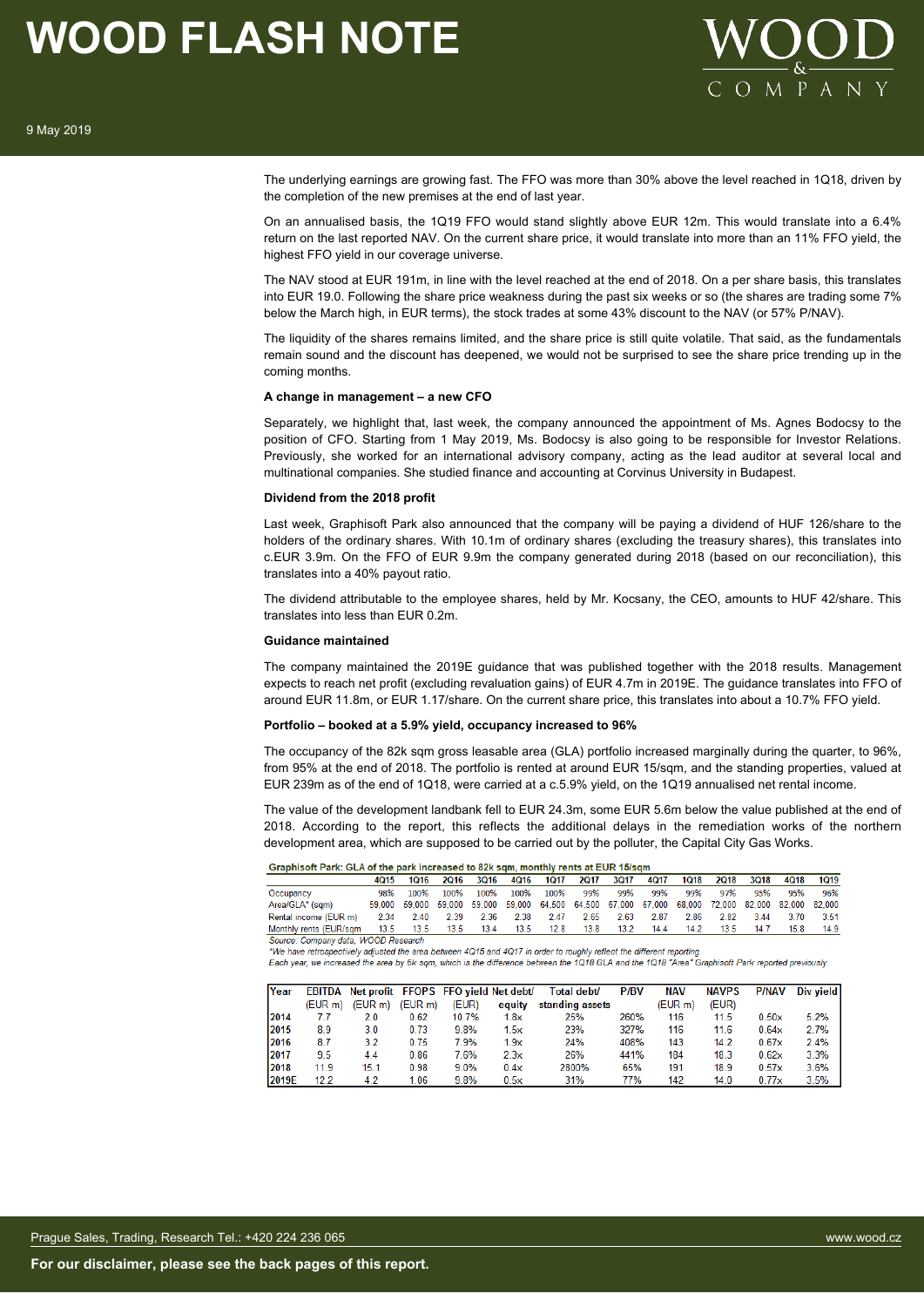The underlying earnings are growing fast. The FFO was more than 30% above the level reached in 1Q18, driven by the completion of the new premises at the end of last year.

On an annualised basis, the 1Q19 FFO would stand slightly above EUR 12m. This would translate into a 6.4% return on the last reported NAV. On the current share price, it would translate into more than an 11% FFO yield, the highest FFO yield in our coverage universe.

The NAV stood at EUR 191m, in line with the level reached at the end of 2018. On a per share basis, this translates into EUR 19.0. Following the share price weakness during the past six weeks or so (the shares are trading some 7% below the March high, in EUR terms), the stock trades at some 43% discount to the NAV (or 57% P/NAV).

The liquidity of the shares remains limited, and the share price is still quite volatile. That said, as the fundamentals remain sound and the discount has deepened, we would not be surprised to see the share price trending up in the coming months.

**A change in management – a new CFO**

Separately, we highlight that, last week, the company announced the appointment of Ms. Agnes Bodocsy to the position of CFO. Starting from 1 May 2019, Ms. Bodocsy is also going to be responsible for Investor Relations. Previously, she worked for an international advisory company, acting as the lead auditor at several local and multinational companies. She studied finance and accounting at Corvinus University in Budapest.

**Dividend from the 2018 profit**

Last week, Graphisoft Park also announced that the company will be paying a dividend of HUF 126/share to the holders of the ordinary shares. With 10.1m of ordinary shares (excluding the treasury shares), this translates into c.EUR 3.9m. On the FFO of EUR 9.9m the company generated during 2018 (based on our reconciliation), this translates into a 40% payout ratio.

The dividend attributable to the employee shares, held by Mr. Kocsany, the CEO, amounts to HUF 42/share. This translates into less than EUR 0.2m.

**Guidance maintained**

The company maintained the 2019E guidance that was published together with the 2018 results. Management expects to reach net profit (excluding revaluation gains) of EUR 4.7m in 2019E. The guidance translates into FFO of around EUR 11.8m, or EUR 1.17/share. On the current share price, this translates into about a 10.7% FFO yield.

**Portfolio – booked at a 5.9% yield, occupancy increased to 96%**

The occupancy of the 82k sqm gross leasable area (GLA) portfolio increased marginally during the quarter, to 96%, from 95% at the end of 2018. The portfolio is rented at around EUR 15/sqm, and the standing properties, valued at EUR 239m as of the end of 1Q18, were carried at a c.5.9% yield, on the 1Q19 annualised net rental income.

The value of the development landbank fell to EUR 24.3m, some EUR 5.6m below the value published at the end of 2018. According to the report, this reflects the additional delays in the remediation works of the northern development area, which are supposed to be carried out by the polluter, the Capital City Gas Works.

**Graphisoft Park: GLA of the park increased to 82k sqm, monthly rents at EUR 15/sqm**

| | 4Q15 | 1Q16 | 2Q16 | 3Q16 | 4Q16 | 1Q17 | 2Q17 | 3Q17 | 4Q17 | 1Q18 | 2Q18 | 3Q18 | 4Q18 | 1Q19 |
|---|---|---|---|---|---|---|---|---|---|---|---|---|---|---|
| Occupancy | 98% | 100% | 100% | 100% | 100% | 100% | 99% | 99% | 99% | 99% | 97% | 95% | 95% | 96% |
| Area/GLA* (sqm) | 59,000 | 59,000 | 59,000 | 59,000 | 59,000 | 64,500 | 64,500 | 67,000 | 67,000 | 68,000 | 72,000 | 82,000 | 82,000 | 82,000 |
| Rental income (EUR m) | 2.34 | 2.40 | 2.39 | 2.36 | 2.38 | 2.47 | 2.65 | 2.63 | 2.87 | 2.86 | 2.82 | 3.44 | 3.70 | 3.61 |
| Monthly rents (EUR/sqm | 13.5 | 13.5 | 13.5 | 13.4 | 13.5 | 12.8 | 13.8 | 13.2 | 14.4 | 14.2 | 13.5 | 14.7 | 15.8 | 14.9 |

*Source: Company data, WOOD Research*

*\*We have retrospectively adjusted the area between 4Q15 and 4Q17 in order to roughly reflect the different reporting*

*Each year, we increased the area by 6k sqm, which is the difference between the 1Q18 GLA and the 1Q18 "Area" Graphisoft Park reported previously*

| Year | EBITDA (EUR m) | Net profit (EUR m) | FFOPS (EUR m) | FFO yield (EUR) | Net debt/ equity | Total debt/ standing assets | P/BV | NAV (EUR m) | NAVPS (EUR) | P/NAV | Div yield |
|---|---|---|---|---|---|---|---|---|---|---|---|
| 2014 | 7.7 | 2.0 | 0.62 | 10.7% | 1.8x | 25% | 260% | 116 | 11.5 | 0.50x | 5.2% |
| 2015 | 8.9 | 3.0 | 0.73 | 9.8% | 1.5x | 23% | 327% | 116 | 11.6 | 0.64x | 2.7% |
| 2016 | 8.7 | 3.2 | 0.75 | 7.9% | 1.9x | 24% | 408% | 143 | 14.2 | 0.67x | 2.4% |
| 2017 | 9.5 | 4.4 | 0.86 | 7.6% | 2.3x | 26% | 441% | 184 | 18.3 | 0.62x | 3.3% |
| 2018 | 11.9 | 15.1 | 0.98 | 9.0% | 0.4x | 2800% | 65% | 191 | 18.9 | 0.57x | 3.6% |
| 2019E | 12.2 | 4.2 | 1.06 | 9.8% | 0.5x | 31% | 77% | 142 | 14.0 | 0.77x | 3.5% |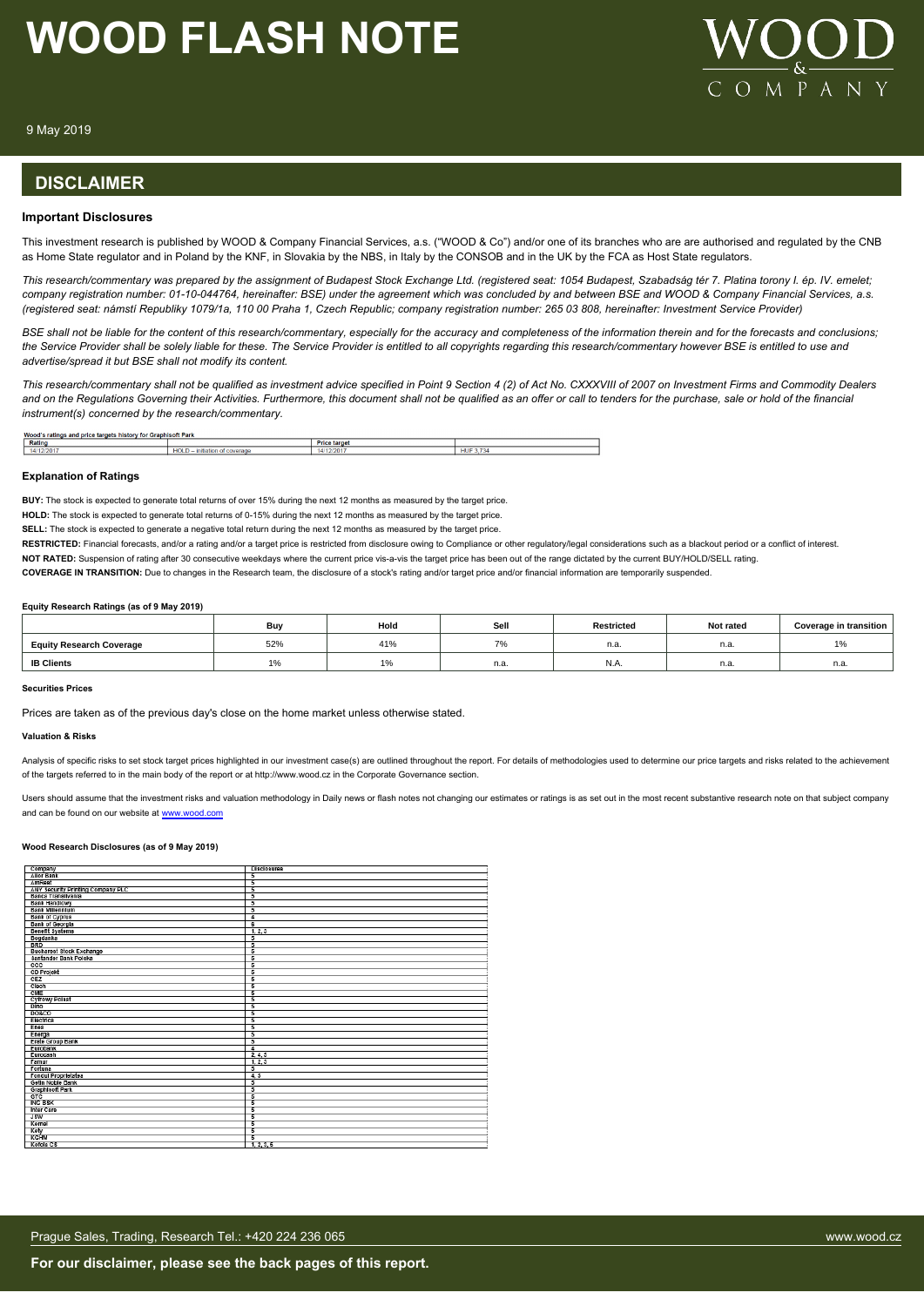## DISCLAIMER

### Important Disclosures

This investment research is published by WOOD & Company Financial Services, a.s. ("WOOD & Co") and/or one of its branches who are are authorised and regulated by the CNB as Home State regulator and in Poland by the KNF, in Slovakia by the NBS, in Italy by the CONSOB and in the UK by the FCA as Host State regulators.

*This research/commentary was prepared by the assignment of Budapest Stock Exchange Ltd. (registered seat: 1054 Budapest, Szabadság tér 7. Platina torony I. ép. IV. emelet; company registration number: 01-10-044764, hereinafter: BSE) under the agreement which was concluded by and between BSE and WOOD & Company Financial Services, a.s. (registered seat: námstí Republiky 1079/1a, 110 00 Praha 1, Czech Republic; company registration number: 265 03 808, hereinafter: Investment Service Provider)*

*BSE shall not be liable for the content of this research/commentary, especially for the accuracy and completeness of the information therein and for the forecasts and conclusions; the Service Provider shall be solely liable for these. The Service Provider is entitled to all copyrights regarding this research/commentary however BSE is entitled to use and advertise/spread it but BSE shall not modify its content.*

*This research/commentary shall not be qualified as investment advice specified in Point 9 Section 4 (2) of Act No. CXXXVIII of 2007 on Investment Firms and Commodity Dealers and on the Regulations Governing their Activities. Furthermore, this document shall not be qualified as an offer or call to tenders for the purchase, sale or hold of the financial instrument(s) concerned by the research/commentary.*

**Wood's ratings and price targets history for Graphisoft Park**

| Rating | | Price target | |
|---|---|---|---|
| 14/12/2017 | HOLD – initiation of coverage | 14/12/2017 | HUF 3,734 |

### Explanation of Ratings

**BUY:** The stock is expected to generate total returns of over 15% during the next 12 months as measured by the target price.

**HOLD:** The stock is expected to generate total returns of 0-15% during the next 12 months as measured by the target price.

**SELL:** The stock is expected to generate a negative total return during the next 12 months as measured by the target price.

**RESTRICTED:** Financial forecasts, and/or a rating and/or a target price is restricted from disclosure owing to Compliance or other regulatory/legal considerations such as a blackout period or a conflict of interest.

**NOT RATED:** Suspension of rating after 30 consecutive weekdays where the current price vis-a-vis the target price has been out of the range dictated by the current BUY/HOLD/SELL rating.

**COVERAGE IN TRANSITION:** Due to changes in the Research team, the disclosure of a stock's rating and/or target price and/or financial information are temporarily suspended.

**Equity Research Ratings (as of 9 May 2019)**

| | Buy | Hold | Sell | Restricted | Not rated | Coverage in transition |
|---|---|---|---|---|---|---|
| **Equity Research Coverage** | 52% | 41% | 7% | n.a. | n.a. | 1% |
| **IB Clients** | 1% | 1% | n.a. | N.A. | n.a. | n.a. |

**Securities Prices**

Prices are taken as of the previous day's close on the home market unless otherwise stated.

**Valuation & Risks**

Analysis of specific risks to set stock target prices highlighted in our investment case(s) are outlined throughout the report. For details of methodologies used to determine our price targets and risks related to the achievement of the targets referred to in the main body of the report or at http://www.wood.cz in the Corporate Governance section.

Users should assume that the investment risks and valuation methodology in Daily news or flash notes not changing our estimates or ratings is as set out in the most recent substantive research note on that subject company and can be found on our website at www.wood.com

**Wood Research Disclosures (as of 9 May 2019)**

| Company | Disclosures |
|---|---|
| Alior Bank | 5 |
| AmRest | 5 |
| ANY Security Printing Company PLC | 5 |
| Banca Transilvania | 5 |
| Bank Handlowy | 5 |
| Bank Millennium | 5 |
| Bank of Cyprus | 4 |
| Bank of Georgia | 5 |
| Benefit Systems | 1, 2, 3 |
| Bogdanka | 5 |
| BRD | 5 |
| Bucharest Stock Exchange | 5 |
| Santander Bank Polska | 5 |
| CCC | 5 |
| CD Projekt | 5 |
| CEZ | 5 |
| Ciech | 5 |
| CME | 5 |
| Cyfrowy Polsat | 5 |
| Dino | 5 |
| DO&CO | 5 |
| Electrica | 5 |
| Enea | 5 |
| Energa | 5 |
| Erste Group Bank | 5 |
| Eurobank | 4 |
| Eurocash | 2, 4, 5 |
| Famur | 1, 2, 3 |
| Fortuna | 5 |
| Fondul Proprietatea | 4, 5 |
| Getin Noble Bank | 5 |
| Graphisoft Park | 5 |
| GTC | 5 |
| ING BSK | 5 |
| Inter Cars | 5 |
| JSW | 5 |
| Komel | 5 |
| Kety | 5 |
| KGHM | 5 |
| Kofola CS | 1, 2, 3, 5 |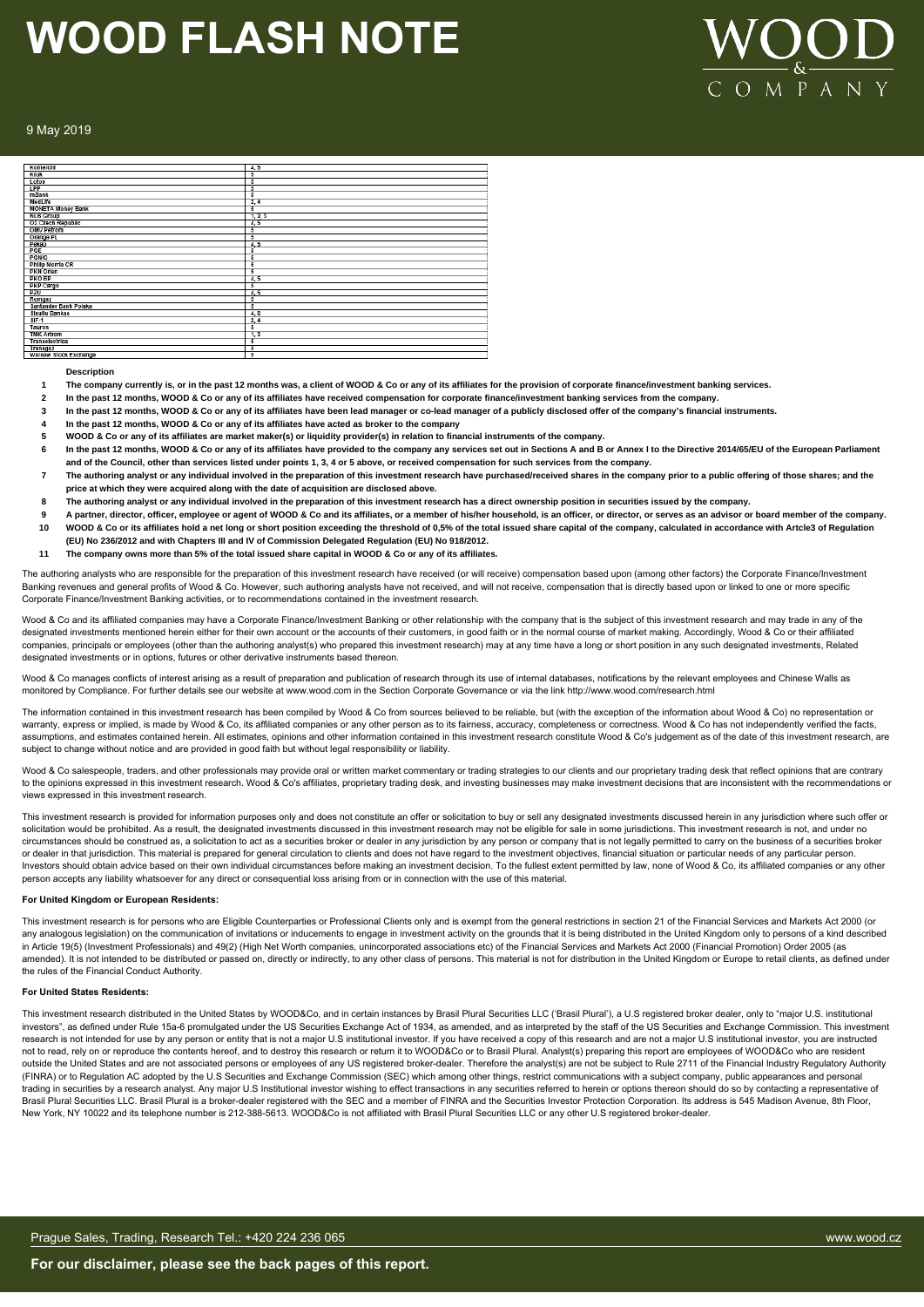| Komercni | 4, 5 |
|---|---|
| Kruk | 5 |
| Lotos | 5 |
| LPP | 5 |
| mBank | 5 |
| MedLife | 2, 4 |
| MONETA Money Bank | 5 |
| NLB Group | 1, 2, 3 |
| O2 Czech Republic | 4, 5 |
| OMV Petrom | 5 |
| Orange PL | 5 |
| Pekao | 4, 5 |
| PGE | 5 |
| PGNiG | 5 |
| Philip Morris CR | 5 |
| PKN Orlen | 5 |
| PKO BP | 4, 5 |
| PKP Cargo | 5 |
| PZU | 4, 5 |
| Romgaz | 5 |
| Santander Bank Polska | 5 |
| Siauliu Bankas | 4, 5 |
| SIF 1 | 2, 4 |
| Tauron | 5 |
| TMK Artrom | 1, 3 |
| Transelectrica | 5 |
| Transgaz | 5 |
| Warsaw Stock Exchange | 5 |

**Description**

1. **The company currently is, or in the past 12 months was, a client of WOOD & Co or any of its affiliates for the provision of corporate finance/investment banking services.**
2. **In the past 12 months, WOOD & Co or any of its affiliates have received compensation for corporate finance/investment banking services from the company.**
3. **In the past 12 months, WOOD & Co or any of its affiliates have been lead manager or co-lead manager of a publicly disclosed offer of the company's financial instruments.**
4. **In the past 12 months, WOOD & Co or any of its affiliates have acted as broker to the company**
5. **WOOD & Co or any of its affiliates are market maker(s) or liquidity provider(s) in relation to financial instruments of the company.**
6. **In the past 12 months, WOOD & Co or any of its affiliates have provided to the company any services set out in Sections A and B or Annex I to the Directive 2014/65/EU of the European Parliament and of the Council, other than services listed under points 1, 3, 4 or 5 above, or received compensation for such services from the company.**
7. **The authoring analyst or any individual involved in the preparation of this investment research have purchased/received shares in the company prior to a public offering of those shares; and the price at which they were acquired along with the date of acquisition are disclosed above.**
8. **The authoring analyst or any individual involved in the preparation of this investment research has a direct ownership position in securities issued by the company.**
9. **A partner, director, officer, employee or agent of WOOD & Co and its affiliates, or a member of his/her household, is an officer, or director, or serves as an advisor or board member of the company.**
10. **WOOD & Co or its affiliates hold a net long or short position exceeding the threshold of 0,5% of the total issued share capital of the company, calculated in accordance with Artcle3 of Regulation (EU) No 236/2012 and with Chapters III and IV of Commission Delegated Regulation (EU) No 918/2012.**
11. **The company owns more than 5% of the total issued share capital in WOOD & Co or any of its affiliates.**

The authoring analysts who are responsible for the preparation of this investment research have received (or will receive) compensation based upon (among other factors) the Corporate Finance/Investment Banking revenues and general profits of Wood & Co. However, such authoring analysts have not received, and will not receive, compensation that is directly based upon or linked to one or more specific Corporate Finance/Investment Banking activities, or to recommendations contained in the investment research.

Wood & Co and its affiliated companies may have a Corporate Finance/Investment Banking or other relationship with the company that is the subject of this investment research and may trade in any of the designated investments mentioned herein either for their own account or the accounts of their customers, in good faith or in the normal course of market making. Accordingly, Wood & Co or their affiliated companies, principals or employees (other than the authoring analyst(s) who prepared this investment research) may at any time have a long or short position in any such designated investments, Related designated investments or in options, futures or other derivative instruments based thereon.

Wood & Co manages conflicts of interest arising as a result of preparation and publication of research through its use of internal databases, notifications by the relevant employees and Chinese Walls as monitored by Compliance. For further details see our website at www.wood.com in the Section Corporate Governance or via the link http://www.wood.com/research.html

The information contained in this investment research has been compiled by Wood & Co from sources believed to be reliable, but (with the exception of the information about Wood & Co) no representation or warranty, express or implied, is made by Wood & Co, its affiliated companies or any other person as to its fairness, accuracy, completeness or correctness. Wood & Co has not independently verified the facts, assumptions, and estimates contained herein. All estimates, opinions and other information contained in this investment research constitute Wood & Co's judgement as of the date of this investment research, are subject to change without notice and are provided in good faith but without legal responsibility or liability.

Wood & Co salespeople, traders, and other professionals may provide oral or written market commentary or trading strategies to our clients and our proprietary trading desk that reflect opinions that are contrary to the opinions expressed in this investment research. Wood & Co's affiliates, proprietary trading desk, and investing businesses may make investment decisions that are inconsistent with the recommendations or views expressed in this investment research.

This investment research is provided for information purposes only and does not constitute an offer or solicitation to buy or sell any designated investments discussed herein in any jurisdiction where such offer or solicitation would be prohibited. As a result, the designated investments discussed in this investment research may not be eligible for sale in some jurisdictions. This investment research is not, and under no circumstances should be construed as, a solicitation to act as a securities broker or dealer in any jurisdiction by any person or company that is not legally permitted to carry on the business of a securities broker or dealer in that jurisdiction. This material is prepared for general circulation to clients and does not have regard to the investment objectives, financial situation or particular needs of any particular person. Investors should obtain advice based on their own individual circumstances before making an investment decision. To the fullest extent permitted by law, none of Wood & Co, its affiliated companies or any other person accepts any liability whatsoever for any direct or consequential loss arising from or in connection with the use of this material.

**For United Kingdom or European Residents:**

This investment research is for persons who are Eligible Counterparties or Professional Clients only and is exempt from the general restrictions in section 21 of the Financial Services and Markets Act 2000 (or any analogous legislation) on the communication of invitations or inducements to engage in investment activity on the grounds that it is being distributed in the United Kingdom only to persons of a kind described in Article 19(5) (Investment Professionals) and 49(2) (High Net Worth companies, unincorporated associations etc) of the Financial Services and Markets Act 2000 (Financial Promotion) Order 2005 (as amended). It is not intended to be distributed or passed on, directly or indirectly, to any other class of persons. This material is not for distribution in the United Kingdom or Europe to retail clients, as defined under the rules of the Financial Conduct Authority.

**For United States Residents:**

This investment research distributed in the United States by WOOD&Co, and in certain instances by Brasil Plural Securities LLC ('Brasil Plural'), a U.S registered broker dealer, only to "major U.S. institutional investors", as defined under Rule 15a-6 promulgated under the US Securities Exchange Act of 1934, as amended, and as interpreted by the staff of the US Securities and Exchange Commission. This investment research is not intended for use by any person or entity that is not a major U.S institutional investor. If you have received a copy of this research and are not a major U.S institutional investor, you are instructed not to read, rely on or reproduce the contents hereof, and to destroy this research or return it to WOOD&Co or to Brasil Plural. Analyst(s) preparing this report are employees of WOOD&Co who are resident outside the United States and are not associated persons or employees of any US registered broker-dealer. Therefore the analyst(s) are not be subject to Rule 2711 of the Financial Industry Regulatory Authority (FINRA) or to Regulation AC adopted by the U.S Securities and Exchange Commission (SEC) which among other things, restrict communications with a subject company, public appearances and personal trading in securities by a research analyst. Any major U.S Institutional investor wishing to effect transactions in any securities referred to herein or options thereon should do so by contacting a representative of Brasil Plural Securities LLC. Brasil Plural is a broker-dealer registered with the SEC and a member of FINRA and the Securities Investor Protection Corporation. Its address is 545 Madison Avenue, 8th Floor, New York, NY 10022 and its telephone number is 212-388-5613. WOOD&Co is not affiliated with Brasil Plural Securities LLC or any other U.S registered broker-dealer.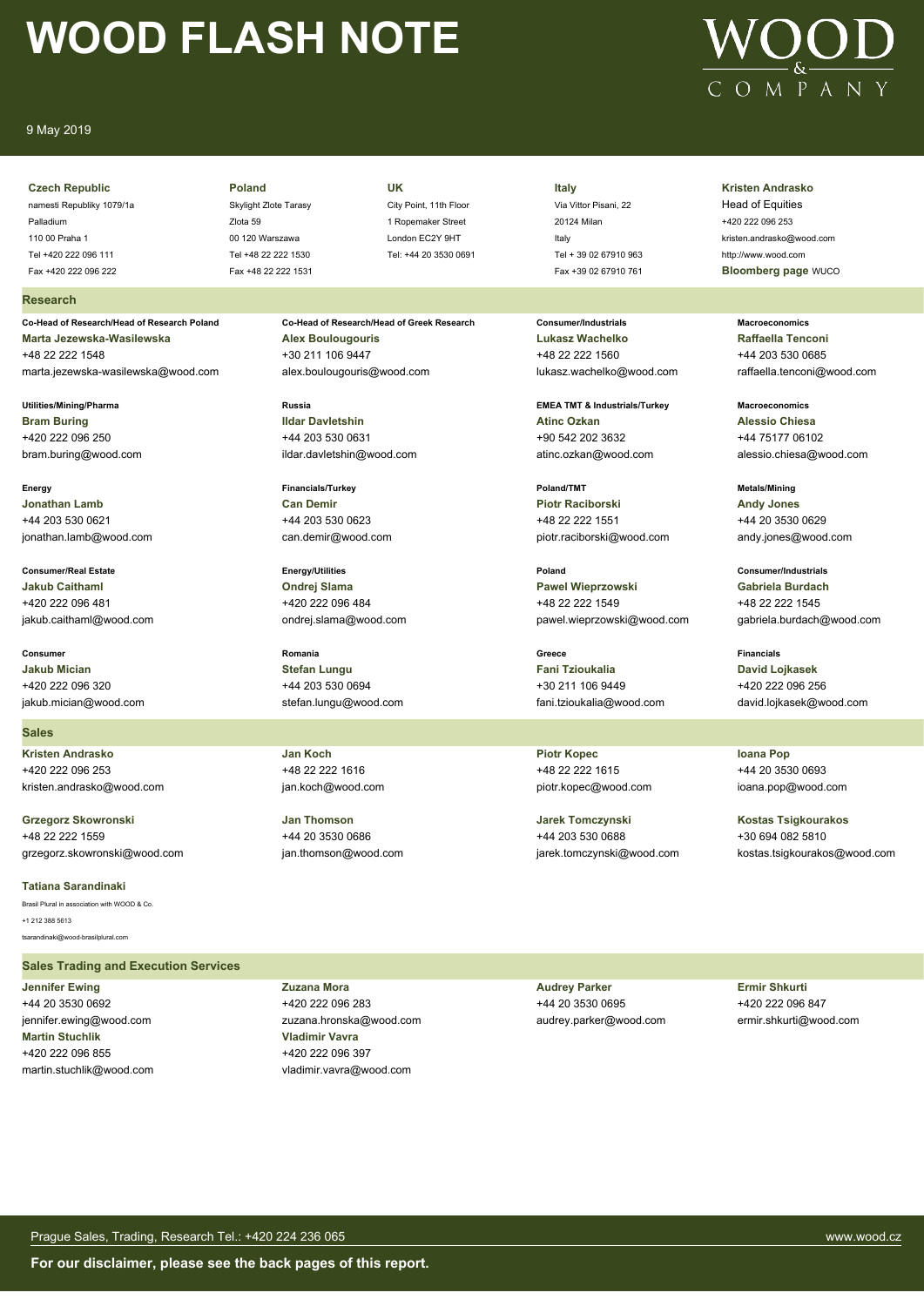# WOOD FLASH NOTE

9 May 2019

WOOD & COMPANY

**Czech Republic**
namesti Republiky 1079/1a
Palladium
110 00 Praha 1
Tel +420 222 096 111
Fax +420 222 096 222

**Poland**
Skylight Zlote Tarasy
Zlota 59
00 120 Warszawa
Tel +48 22 222 1530
Fax +48 22 222 1531

**UK**
City Point, 11th Floor
1 Ropemaker Street
London EC2Y 9HT
Tel: +44 20 3530 0691

**Italy**
Via Vittor Pisani, 22
20124 Milan
Italy
Tel + 39 02 67910 963
Fax +39 02 67910 761

**Kristen Andrasko**
Head of Equities
+420 222 096 253
kristen.andrasko@wood.com
http://www.wood.com
**Bloomberg page** WUCO

## Research

**Co-Head of Research/Head of Research Poland**
**Marta Jezewska-Wasilewska**
+48 22 222 1548
marta.jezewska-wasilewska@wood.com

**Co-Head of Research/Head of Greek Research**
**Alex Boulougouris**
+30 211 106 9447
alex.boulougouris@wood.com

**Consumer/Industrials**
**Lukasz Wachelko**
+48 22 222 1560
lukasz.wachelko@wood.com

**Macroeconomics**
**Raffaella Tenconi**
+44 203 530 0685
raffaella.tenconi@wood.com

**Utilities/Mining/Pharma**
**Bram Buring**
+420 222 096 250
bram.buring@wood.com

**Russia**
**Ildar Davletshin**
+44 203 530 0631
ildar.davletshin@wood.com

**EMEA TMT & Industrials/Turkey**
**Atinc Ozkan**
+90 542 202 3632
atinc.ozkan@wood.com

**Macroeconomics**
**Alessio Chiesa**
+44 75177 06102
alessio.chiesa@wood.com

**Energy**
**Jonathan Lamb**
+44 203 530 0621
jonathan.lamb@wood.com

**Financials/Turkey**
**Can Demir**
+44 203 530 0623
can.demir@wood.com

**Poland/TMT**
**Piotr Raciborski**
+48 22 222 1551
piotr.raciborski@wood.com

**Metals/Mining**
**Andy Jones**
+44 20 3530 0629
andy.jones@wood.com

**Consumer/Real Estate**
**Jakub Caithaml**
+420 222 096 481
jakub.caithaml@wood.com

**Energy/Utilities**
**Ondrej Slama**
+420 222 096 484
ondrej.slama@wood.com

**Poland**
**Pawel Wieprzowski**
+48 22 222 1549
pawel.wieprzowski@wood.com

**Consumer/Industrials**
**Gabriela Burdach**
+48 22 222 1545
gabriela.burdach@wood.com

**Consumer**
**Jakub Mician**
+420 222 096 320
jakub.mician@wood.com

**Romania**
**Stefan Lungu**
+44 203 530 0694
stefan.lungu@wood.com

**Greece**
**Fani Tzioukalia**
+30 211 106 9449
fani.tzioukalia@wood.com

**Financials**
**David Lojkasek**
+420 222 096 256
david.lojkasek@wood.com

## Sales

**Kristen Andrasko**
+420 222 096 253
kristen.andrasko@wood.com

**Jan Koch**
+48 22 222 1616
jan.koch@wood.com

**Piotr Kopec**
+48 22 222 1615
piotr.kopec@wood.com

**Ioana Pop**
+44 20 3530 0693
ioana.pop@wood.com

**Grzegorz Skowronski**
+48 22 222 1559
grzegorz.skowronski@wood.com

**Jan Thomson**
+44 20 3530 0686
jan.thomson@wood.com

**Jarek Tomczynski**
+44 203 530 0688
jarek.tomczynski@wood.com

**Kostas Tsigkourakos**
+30 694 082 5810
kostas.tsigkourakos@wood.com

**Tatiana Sarandinaki**
Brasil Plural in association with WOOD & Co.
+1 212 388 5613
tsarandinaki@wood-brasilplural.com

## Sales Trading and Execution Services

**Jennifer Ewing**
+44 20 3530 0692
jennifer.ewing@wood.com

**Martin Stuchlik**
+420 222 096 855
martin.stuchlik@wood.com

**Zuzana Mora**
+420 222 096 283
zuzana.hronska@wood.com

**Vladimir Vavra**
+420 222 096 397
vladimir.vavra@wood.com

**Audrey Parker**
+44 20 3530 0695
audrey.parker@wood.com

**Ermir Shkurti**
+420 222 096 847
ermir.shkurti@wood.com

Prague Sales, Trading, Research Tel.: +420 224 236 065 www.wood.cz

**For our disclaimer, please see the back pages of this report.**